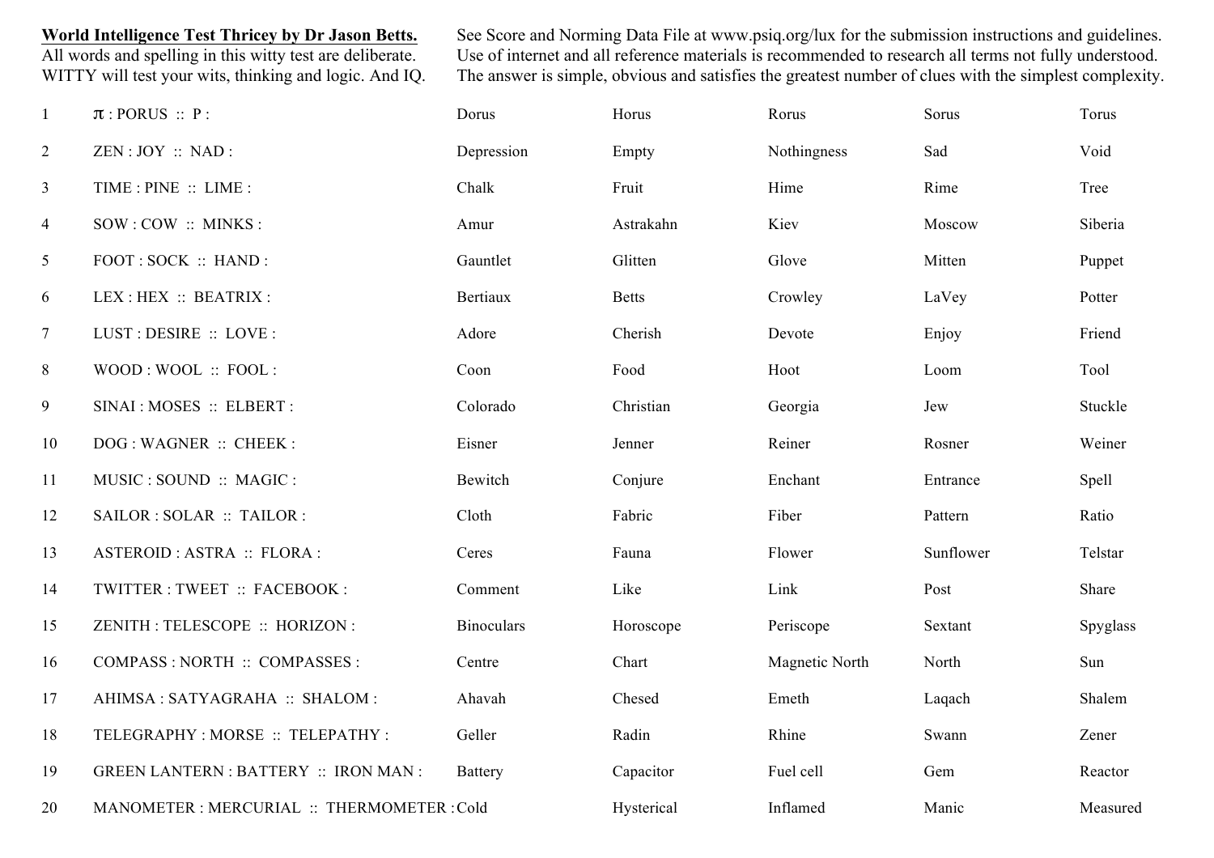**World Intelligence Test Thricey by Dr Jason Betts.**
All words and spelling in this witty test are deliberate.
WITTY will test your wits, thinking and logic. And IQ.

See Score and Norming Data File at www.psiq.org/lux for the submission instructions and guidelines.
Use of internet and all reference materials is recommended to research all terms not fully understood.
The answer is simple, obvious and satisfies the greatest number of clues with the simplest complexity.

| | | | | | | |
|---|---|---|---|---|---|---|
| 1 | π : PORUS :: P : | Dorus | Horus | Rorus | Sorus | Torus |
| 2 | ZEN : JOY :: NAD : | Depression | Empty | Nothingness | Sad | Void |
| 3 | TIME : PINE :: LIME : | Chalk | Fruit | Hime | Rime | Tree |
| 4 | SOW : COW :: MINKS : | Amur | Astrakahn | Kiev | Moscow | Siberia |
| 5 | FOOT : SOCK :: HAND : | Gauntlet | Glitten | Glove | Mitten | Puppet |
| 6 | LEX : HEX :: BEATRIX : | Bertiaux | Betts | Crowley | LaVey | Potter |
| 7 | LUST : DESIRE :: LOVE : | Adore | Cherish | Devote | Enjoy | Friend |
| 8 | WOOD : WOOL :: FOOL : | Coon | Food | Hoot | Loom | Tool |
| 9 | SINAI : MOSES :: ELBERT : | Colorado | Christian | Georgia | Jew | Stuckle |
| 10 | DOG : WAGNER :: CHEEK : | Eisner | Jenner | Reiner | Rosner | Weiner |
| 11 | MUSIC : SOUND :: MAGIC : | Bewitch | Conjure | Enchant | Entrance | Spell |
| 12 | SAILOR : SOLAR :: TAILOR : | Cloth | Fabric | Fiber | Pattern | Ratio |
| 13 | ASTEROID : ASTRA :: FLORA : | Ceres | Fauna | Flower | Sunflower | Telstar |
| 14 | TWITTER : TWEET :: FACEBOOK : | Comment | Like | Link | Post | Share |
| 15 | ZENITH : TELESCOPE :: HORIZON : | Binoculars | Horoscope | Periscope | Sextant | Spyglass |
| 16 | COMPASS : NORTH :: COMPASSES : | Centre | Chart | Magnetic North | North | Sun |
| 17 | AHIMSA : SATYAGRAHA :: SHALOM : | Ahavah | Chesed | Emeth | Laqach | Shalem |
| 18 | TELEGRAPHY : MORSE :: TELEPATHY : | Geller | Radin | Rhine | Swann | Zener |
| 19 | GREEN LANTERN : BATTERY :: IRON MAN : | Battery | Capacitor | Fuel cell | Gem | Reactor |
| 20 | MANOMETER : MERCURIAL :: THERMOMETER : | Cold | Hysterical | Inflamed | Manic | Measured |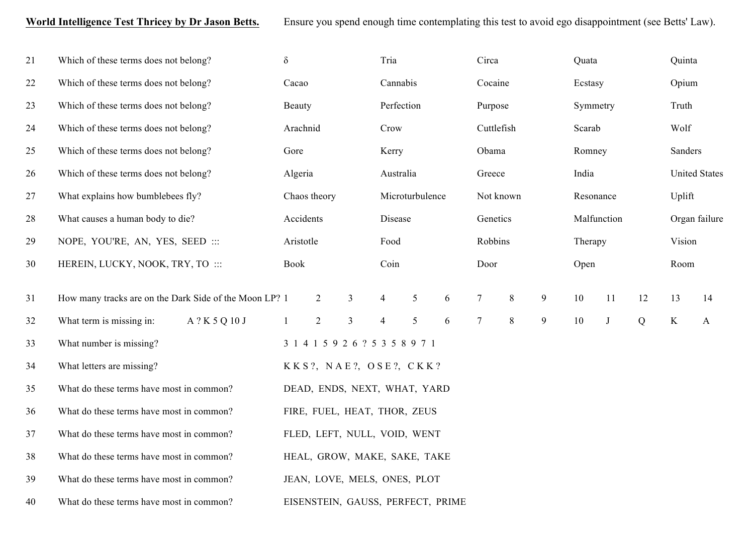**World Intelligence Test Thricey by Dr Jason Betts.** Ensure you spend enough time contemplating this test to avoid ego disappointment (see Betts' Law).

| | | | | | | |
|---|---|---|---|---|---|---|
| 21 | Which of these terms does not belong? | δ | Tria | Circa | Quata | Quinta |
| 22 | Which of these terms does not belong? | Cacao | Cannabis | Cocaine | Ecstasy | Opium |
| 23 | Which of these terms does not belong? | Beauty | Perfection | Purpose | Symmetry | Truth |
| 24 | Which of these terms does not belong? | Arachnid | Crow | Cuttlefish | Scarab | Wolf |
| 25 | Which of these terms does not belong? | Gore | Kerry | Obama | Romney | Sanders |
| 26 | Which of these terms does not belong? | Algeria | Australia | Greece | India | United States |
| 27 | What explains how bumblebees fly? | Chaos theory | Microturbulence | Not known | Resonance | Uplift |
| 28 | What causes a human body to die? | Accidents | Disease | Genetics | Malfunction | Organ failure |
| 29 | NOPE, YOU'RE, AN, YES, SEED ::: | Aristotle | Food | Robbins | Therapy | Vision |
| 30 | HEREIN, LUCKY, NOOK, TRY, TO ::: | Book | Coin | Door | Open | Room |

31 How many tracks are on the Dark Side of the Moon LP? 1 2 3 4 5 6 7 8 9 10 11 12 13 14

32 What term is missing in: A ? K 5 Q 10 J 1 2 3 4 5 6 7 8 9 10 J Q K A

33 What number is missing? 3 1 4 1 5 9 2 6 ? 5 3 5 8 9 7 1

34 What letters are missing? K K S ?, N A E ?, O S E ?, C K K ?

35 What do these terms have most in common? DEAD, ENDS, NEXT, WHAT, YARD

36 What do these terms have most in common? FIRE, FUEL, HEAT, THOR, ZEUS

37 What do these terms have most in common? FLED, LEFT, NULL, VOID, WENT

38 What do these terms have most in common? HEAL, GROW, MAKE, SAKE, TAKE

39 What do these terms have most in common? JEAN, LOVE, MELS, ONES, PLOT

40 What do these terms have most in common? EISENSTEIN, GAUSS, PERFECT, PRIME